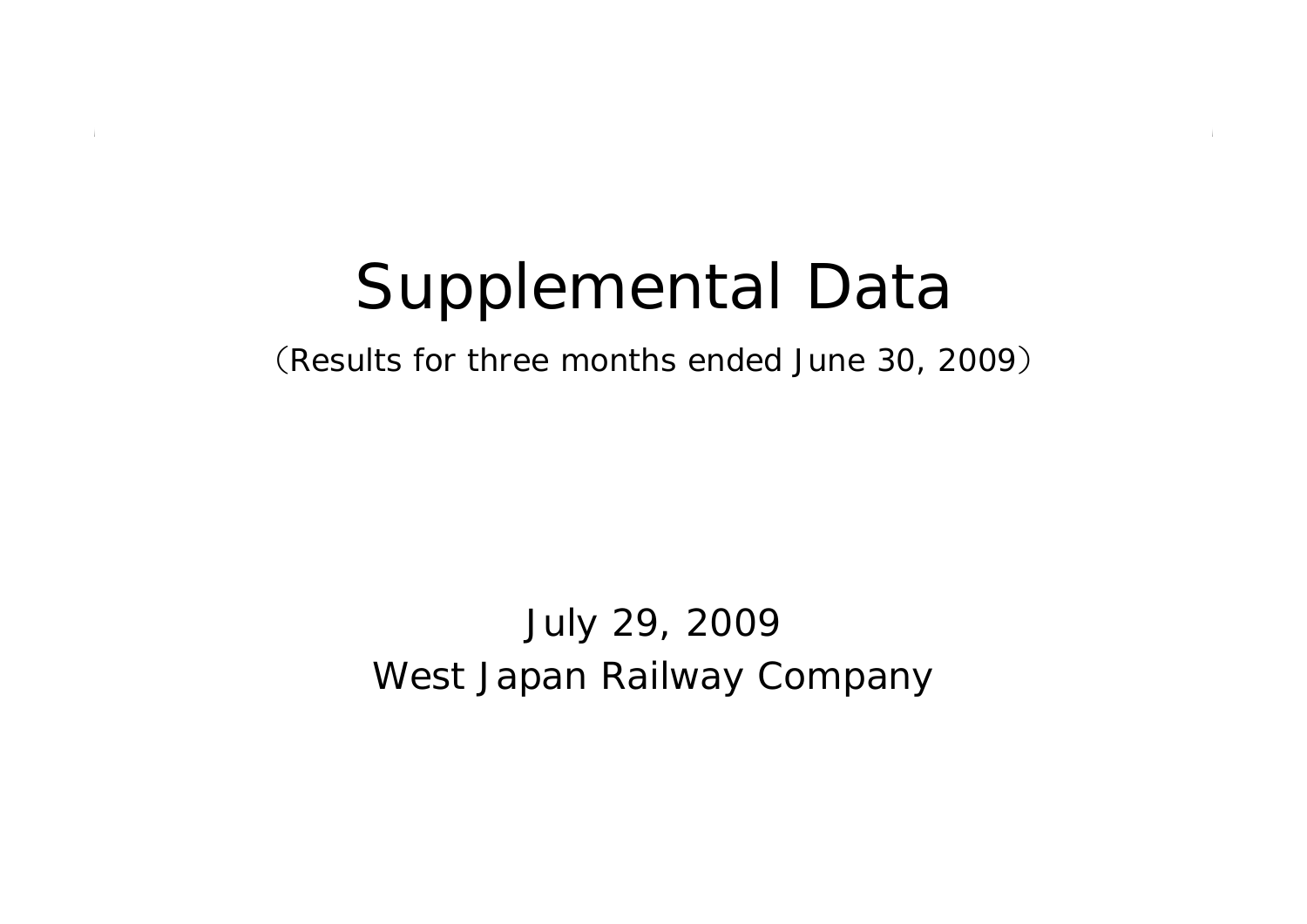# Supplemental Data

（Results for three months ended June 30, 2009）

July 29, 2009

West Japan Railway Company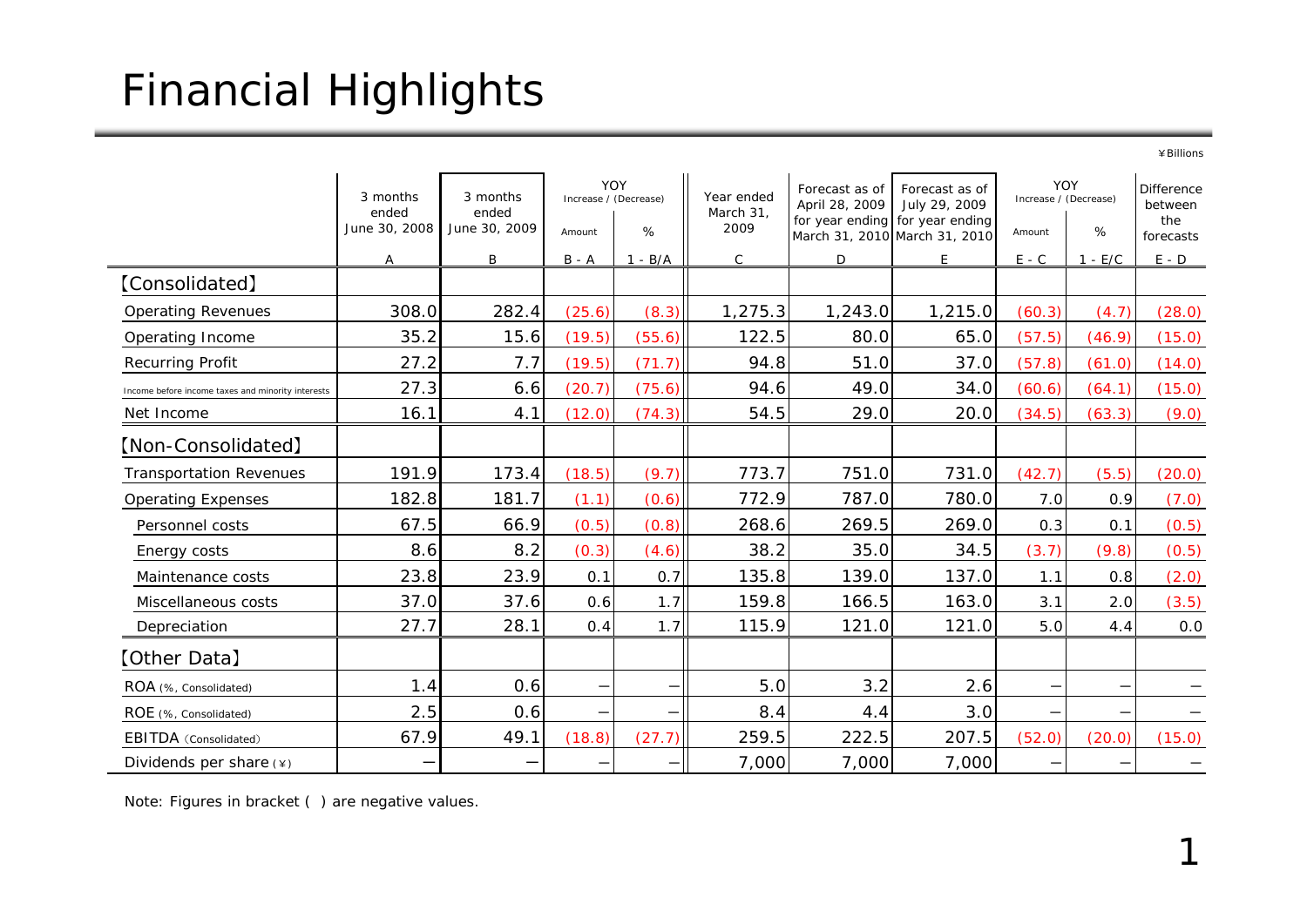# Financial Highlights

¥Billions

| | 3 months ended June 30, 2008 | 3 months ended June 30, 2009 | YOY Increase / (Decrease) | | Year ended March 31, 2009 | Forecast as of April 28, 2009 for year ending March 31, 2010 | Forecast as of July 29, 2009 for year ending March 31, 2010 | YOY Increase / (Decrease) | | Difference between the forecasts |
|---|---|---|---|---|---|---|---|---|---|---|
| | | | Amount | % | | | | Amount | % | |
| | A | B | B - A | 1 - B/A | C | D | E | E - C | 1 - E/C | E - D |
| 【Consolidated】 | | | | | | | | | | |
| Operating Revenues | 308.0 | 282.4 | (25.6) | (8.3) | 1,275.3 | 1,243.0 | 1,215.0 | (60.3) | (4.7) | (28.0) |
| Operating Income | 35.2 | 15.6 | (19.5) | (55.6) | 122.5 | 80.0 | 65.0 | (57.5) | (46.9) | (15.0) |
| Recurring Profit | 27.2 | 7.7 | (19.5) | (71.7) | 94.8 | 51.0 | 37.0 | (57.8) | (61.0) | (14.0) |
| Income before income taxes and minority interests | 27.3 | 6.6 | (20.7) | (75.6) | 94.6 | 49.0 | 34.0 | (60.6) | (64.1) | (15.0) |
| Net Income | 16.1 | 4.1 | (12.0) | (74.3) | 54.5 | 29.0 | 20.0 | (34.5) | (63.3) | (9.0) |
| 【Non-Consolidated】 | | | | | | | | | | |
| Transportation Revenues | 191.9 | 173.4 | (18.5) | (9.7) | 773.7 | 751.0 | 731.0 | (42.7) | (5.5) | (20.0) |
| Operating Expenses | 182.8 | 181.7 | (1.1) | (0.6) | 772.9 | 787.0 | 780.0 | 7.0 | 0.9 | (7.0) |
| Personnel costs | 67.5 | 66.9 | (0.5) | (0.8) | 268.6 | 269.5 | 269.0 | 0.3 | 0.1 | (0.5) |
| Energy costs | 8.6 | 8.2 | (0.3) | (4.6) | 38.2 | 35.0 | 34.5 | (3.7) | (9.8) | (0.5) |
| Maintenance costs | 23.8 | 23.9 | 0.1 | 0.7 | 135.8 | 139.0 | 137.0 | 1.1 | 0.8 | (2.0) |
| Miscellaneous costs | 37.0 | 37.6 | 0.6 | 1.7 | 159.8 | 166.5 | 163.0 | 3.1 | 2.0 | (3.5) |
| Depreciation | 27.7 | 28.1 | 0.4 | 1.7 | 115.9 | 121.0 | 121.0 | 5.0 | 4.4 | 0.0 |
| 【Other Data】 | | | | | | | | | | |
| ROA (%, Consolidated) | 1.4 | 0.6 | − | − | 5.0 | 3.2 | 2.6 | − | − | − |
| ROE (%, Consolidated) | 2.5 | 0.6 | − | − | 8.4 | 4.4 | 3.0 | − | − | − |
| EBITDA (Consolidated) | 67.9 | 49.1 | (18.8) | (27.7) | 259.5 | 222.5 | 207.5 | (52.0) | (20.0) | (15.0) |
| Dividends per share (¥) | − | − | − | − | 7,000 | 7,000 | 7,000 | − | − | − |

Note: Figures in bracket ( ) are negative values.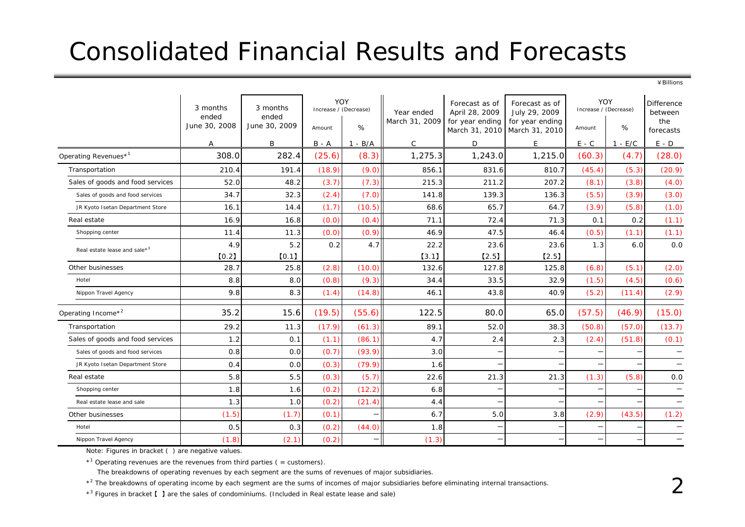# Consolidated Financial Results and Forecasts

¥Billions

| | 3 months ended June 30, 2008 | 3 months ended June 30, 2009 | YOY Increase / (Decrease) | | Year ended March 31, 2009 | Forecast as of April 28, 2009 for year ending March 31, 2010 | Forecast as of July 29, 2009 for year ending March 31, 2010 | YOY Increase / (Decrease) | | Difference between the forecasts |
|---|---|---|---|---|---|---|---|---|---|---|
| | | | Amount | % | | | | Amount | % | |
| | A | B | B - A | 1 - B/A | C | D | E | E - C | 1 - E/C | E - D |
| Operating Revenues*[1] | 308.0 | 282.4 | (25.6) | (8.3) | 1,275.3 | 1,243.0 | 1,215.0 | (60.3) | (4.7) | (28.0) |
| Transportation | 210.4 | 191.4 | (18.9) | (9.0) | 856.1 | 831.6 | 810.7 | (45.4) | (5.3) | (20.9) |
| Sales of goods and food services | 52.0 | 48.2 | (3.7) | (7.3) | 215.3 | 211.2 | 207.2 | (8.1) | (3.8) | (4.0) |
| Sales of goods and food services | 34.7 | 32.3 | (2.4) | (7.0) | 141.8 | 139.3 | 136.3 | (5.5) | (3.9) | (3.0) |
| JR Kyoto Isetan Department Store | 16.1 | 14.4 | (1.7) | (10.5) | 68.6 | 65.7 | 64.7 | (3.9) | (5.8) | (1.0) |
| Real estate | 16.9 | 16.8 | (0.0) | (0.4) | 71.1 | 72.4 | 71.3 | 0.1 | 0.2 | (1.1) |
| Shopping center | 11.4 | 11.3 | (0.0) | (0.9) | 46.9 | 47.5 | 46.4 | (0.5) | (1.1) | (1.1) |
| Real estate lease and sale*[3] | 4.9 【0.2】 | 5.2 【0.1】 | 0.2 | 4.7 | 22.2 【3.1】 | 23.6 【2.5】 | 23.6 【2.5】 | 1.3 | 6.0 | 0.0 |
| Other businesses | 28.7 | 25.8 | (2.8) | (10.0) | 132.6 | 127.8 | 125.8 | (6.8) | (5.1) | (2.0) |
| Hotel | 8.8 | 8.0 | (0.8) | (9.3) | 34.4 | 33.5 | 32.9 | (1.5) | (4.5) | (0.6) |
| Nippon Travel Agency | 9.8 | 8.3 | (1.4) | (14.8) | 46.1 | 43.8 | 40.9 | (5.2) | (11.4) | (2.9) |
| Operating Income*[2] | 35.2 | 15.6 | (19.5) | (55.6) | 122.5 | 80.0 | 65.0 | (57.5) | (46.9) | (15.0) |
| Transportation | 29.2 | 11.3 | (17.9) | (61.3) | 89.1 | 52.0 | 38.3 | (50.8) | (57.0) | (13.7) |
| Sales of goods and food services | 1.2 | 0.1 | (1.1) | (86.1) | 4.7 | 2.4 | 2.3 | (2.4) | (51.8) | (0.1) |
| Sales of goods and food services | 0.8 | 0.0 | (0.7) | (93.9) | 3.0 | – | – | – | – | – |
| JR Kyoto Isetan Department Store | 0.4 | 0.0 | (0.3) | (79.9) | 1.6 | – | – | – | – | – |
| Real estate | 5.8 | 5.5 | (0.3) | (5.7) | 22.6 | 21.3 | 21.3 | (1.3) | (5.8) | 0.0 |
| Shopping center | 1.8 | 1.6 | (0.2) | (12.2) | 6.8 | – | – | – | – | – |
| Real estate lease and sale | 1.3 | 1.0 | (0.2) | (21.4) | 4.4 | – | – | – | – | – |
| Other businesses | (1.5) | (1.7) | (0.1) | – | 6.7 | 5.0 | 3.8 | (2.9) | (43.5) | (1.2) |
| Hotel | 0.5 | 0.3 | (0.2) | (44.0) | 1.8 | – | – | – | – | – |
| Nippon Travel Agency | (1.8) | (2.1) | (0.2) | – | (1.3) | – | – | – | – | – |

Note: Figures in bracket ( ) are negative values.

*[1] Operating revenues are the revenues from third parties ( = customers).

The breakdowns of operating revenues by each segment are the sums of revenues of major subsidiaries.

*[2] The breakdowns of operating income by each segment are the sums of incomes of major subsidiaries before eliminating internal transactions.

*[3] Figures in bracket 【 】 are the sales of condominiums. (Included in Real estate lease and sale)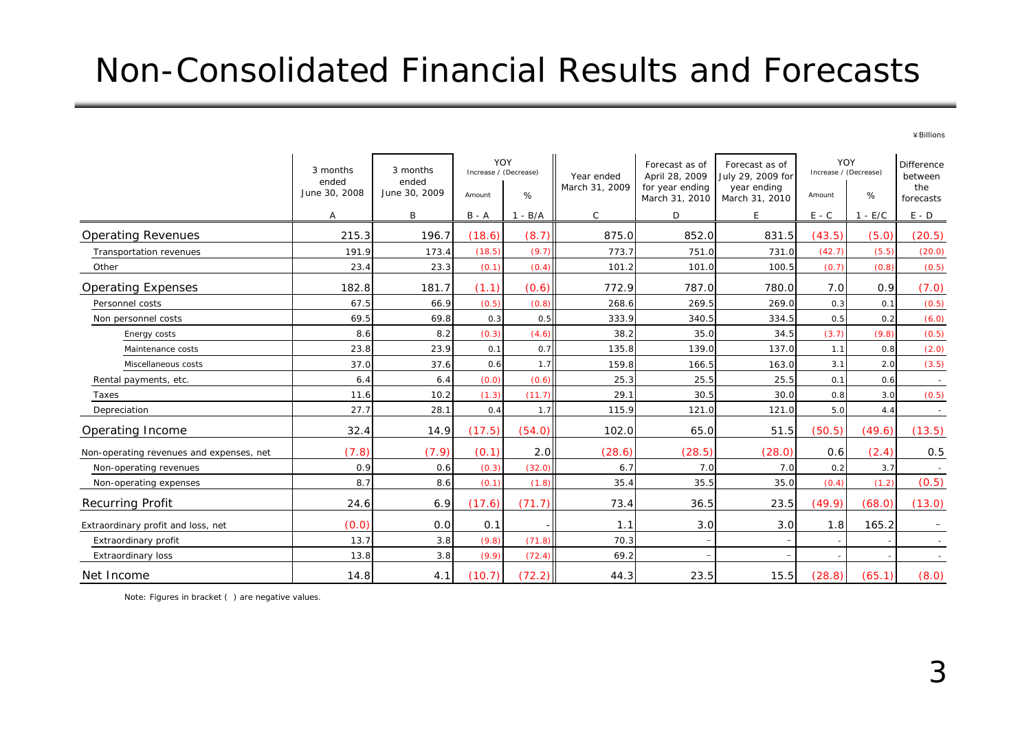# Non-Consolidated Financial Results and Forecasts

¥Billions

| | 3 months ended June 30, 2008 | 3 months ended June 30, 2009 | YOY Increase / (Decrease) | | Year ended March 31, 2009 | Forecast as of April 28, 2009 for year ending March 31, 2010 | Forecast as of July 29, 2009 for year ending March 31, 2010 | YOY Increase / (Decrease) | | Difference between the forecasts |
|---|---|---|---|---|---|---|---|---|---|---|
| | | | Amount | % | | | | Amount | % | |
| | A | B | B - A | 1 - B/A | C | D | E | E - C | 1 - E/C | E - D |
| Operating Revenues | 215.3 | 196.7 | (18.6) | (8.7) | 875.0 | 852.0 | 831.5 | (43.5) | (5.0) | (20.5) |
| Transportation revenues | 191.9 | 173.4 | (18.5) | (9.7) | 773.7 | 751.0 | 731.0 | (42.7) | (5.5) | (20.0) |
| Other | 23.4 | 23.3 | (0.1) | (0.4) | 101.2 | 101.0 | 100.5 | (0.7) | (0.8) | (0.5) |
| Operating Expenses | 182.8 | 181.7 | (1.1) | (0.6) | 772.9 | 787.0 | 780.0 | 7.0 | 0.9 | (7.0) |
| Personnel costs | 67.5 | 66.9 | (0.5) | (0.8) | 268.6 | 269.5 | 269.0 | 0.3 | 0.1 | (0.5) |
| Non personnel costs | 69.5 | 69.8 | 0.3 | 0.5 | 333.9 | 340.5 | 334.5 | 0.5 | 0.2 | (6.0) |
| Energy costs | 8.6 | 8.2 | (0.3) | (4.6) | 38.2 | 35.0 | 34.5 | (3.7) | (9.8) | (0.5) |
| Maintenance costs | 23.8 | 23.9 | 0.1 | 0.7 | 135.8 | 139.0 | 137.0 | 1.1 | 0.8 | (2.0) |
| Miscellaneous costs | 37.0 | 37.6 | 0.6 | 1.7 | 159.8 | 166.5 | 163.0 | 3.1 | 2.0 | (3.5) |
| Rental payments, etc. | 6.4 | 6.4 | (0.0) | (0.6) | 25.3 | 25.5 | 25.5 | 0.1 | 0.6 | - |
| Taxes | 11.6 | 10.2 | (1.3) | (11.7) | 29.1 | 30.5 | 30.0 | 0.8 | 3.0 | (0.5) |
| Depreciation | 27.7 | 28.1 | 0.4 | 1.7 | 115.9 | 121.0 | 121.0 | 5.0 | 4.4 | - |
| Operating Income | 32.4 | 14.9 | (17.5) | (54.0) | 102.0 | 65.0 | 51.5 | (50.5) | (49.6) | (13.5) |
| Non-operating revenues and expenses, net | (7.8) | (7.9) | (0.1) | 2.0 | (28.6) | (28.5) | (28.0) | 0.6 | (2.4) | 0.5 |
| Non-operating revenues | 0.9 | 0.6 | (0.3) | (32.0) | 6.7 | 7.0 | 7.0 | 0.2 | 3.7 | - |
| Non-operating expenses | 8.7 | 8.6 | (0.1) | (1.8) | 35.4 | 35.5 | 35.0 | (0.4) | (1.2) | (0.5) |
| Recurring Profit | 24.6 | 6.9 | (17.6) | (71.7) | 73.4 | 36.5 | 23.5 | (49.9) | (68.0) | (13.0) |
| Extraordinary profit and loss, net | (0.0) | 0.0 | 0.1 | - | 1.1 | 3.0 | 3.0 | 1.8 | 165.2 | - |
| Extraordinary profit | 13.7 | 3.8 | (9.8) | (71.8) | 70.3 | - | - | - | - | - |
| Extraordinary loss | 13.8 | 3.8 | (9.9) | (72.4) | 69.2 | - | - | - | - | - |
| Net Income | 14.8 | 4.1 | (10.7) | (72.2) | 44.3 | 23.5 | 15.5 | (28.8) | (65.1) | (8.0) |

Note: Figures in bracket ( ) are negative values.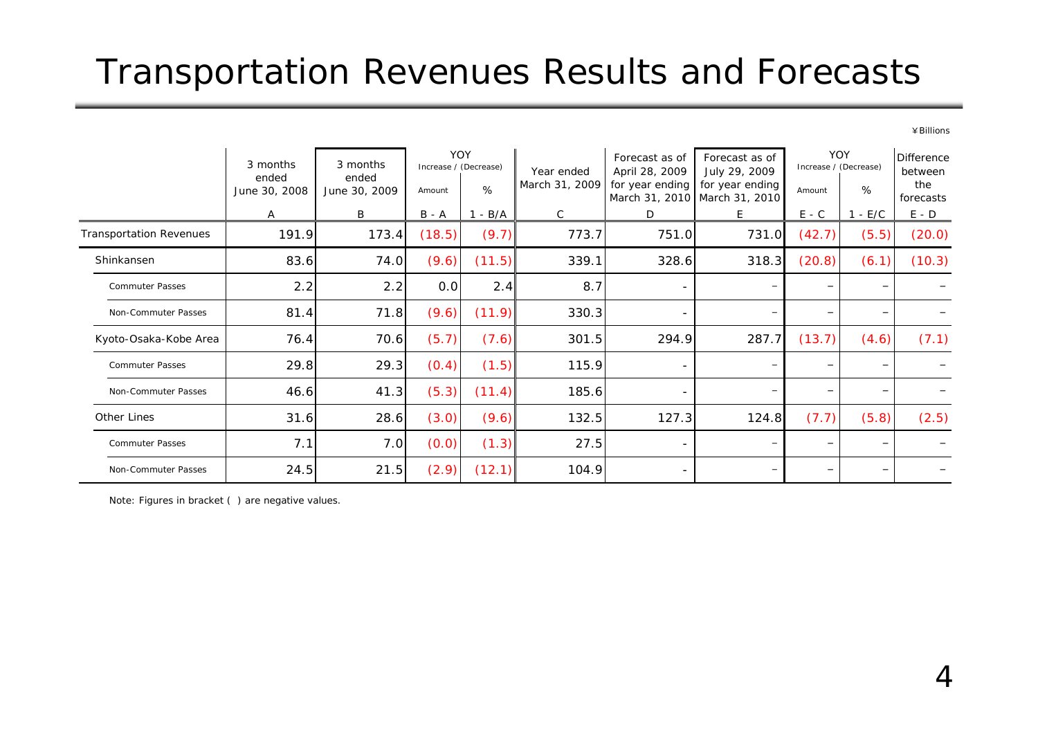# Transportation Revenues Results and Forecasts

¥Billions

| | 3 months ended June 30, 2008 | 3 months ended June 30, 2009 | YOY Increase / (Decrease) | | Year ended March 31, 2009 | Forecast as of April 28, 2009 for year ending March 31, 2010 | Forecast as of July 29, 2009 for year ending March 31, 2010 | YOY Increase / (Decrease) | | Difference between the forecasts |
|---|---|---|---|---|---|---|---|---|---|---|
| | | | Amount | % | | | | Amount | % | |
| | A | B | B - A | 1 - B/A | C | D | E | E - C | 1 - E/C | E - D |
| Transportation Revenues | 191.9 | 173.4 | (18.5) | (9.7) | 773.7 | 751.0 | 731.0 | (42.7) | (5.5) | (20.0) |
| Shinkansen | 83.6 | 74.0 | (9.6) | (11.5) | 339.1 | 328.6 | 318.3 | (20.8) | (6.1) | (10.3) |
| Commuter Passes | 2.2 | 2.2 | 0.0 | 2.4 | 8.7 | - | − | − | − | − |
| Non-Commuter Passes | 81.4 | 71.8 | (9.6) | (11.9) | 330.3 | - | − | − | − | − |
| Kyoto-Osaka-Kobe Area | 76.4 | 70.6 | (5.7) | (7.6) | 301.5 | 294.9 | 287.7 | (13.7) | (4.6) | (7.1) |
| Commuter Passes | 29.8 | 29.3 | (0.4) | (1.5) | 115.9 | - | − | − | − | − |
| Non-Commuter Passes | 46.6 | 41.3 | (5.3) | (11.4) | 185.6 | - | − | − | − | − |
| Other Lines | 31.6 | 28.6 | (3.0) | (9.6) | 132.5 | 127.3 | 124.8 | (7.7) | (5.8) | (2.5) |
| Commuter Passes | 7.1 | 7.0 | (0.0) | (1.3) | 27.5 | - | − | − | − | − |
| Non-Commuter Passes | 24.5 | 21.5 | (2.9) | (12.1) | 104.9 | - | − | − | − | − |

Note: Figures in bracket ( ) are negative values.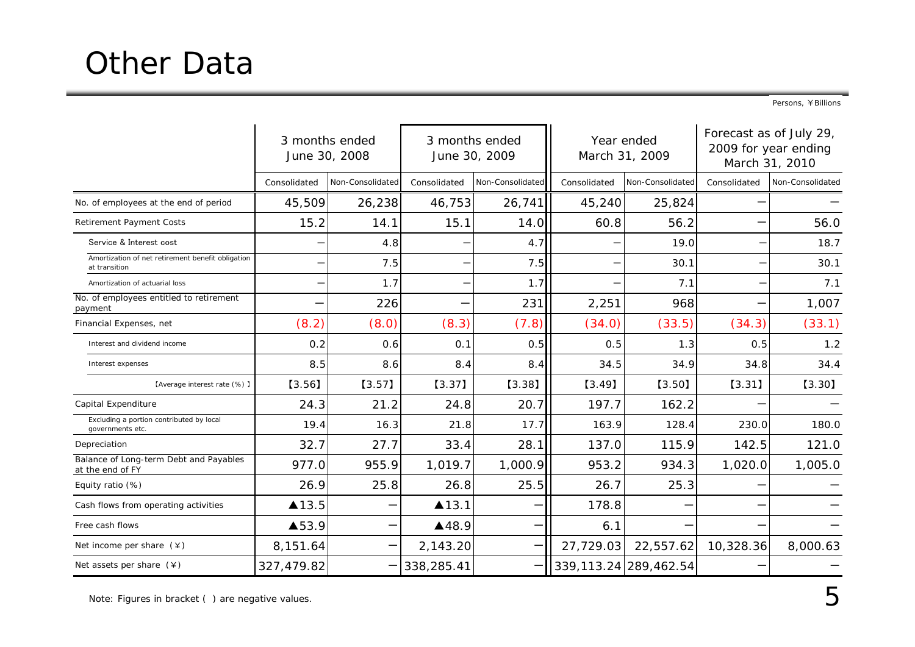# Other Data

Persons, ¥Billions

| | 3 months ended June 30, 2008 | | 3 months ended June 30, 2009 | | Year ended March 31, 2009 | | Forecast as of July 29, 2009 for year ending March 31, 2010 | |
|---|---|---|---|---|---|---|---|---|
| | Consolidated | Non-Consolidated | Consolidated | Non-Consolidated | Consolidated | Non-Consolidated | Consolidated | Non-Consolidated |
| No. of employees at the end of period | 45,509 | 26,238 | 46,753 | 26,741 | 45,240 | 25,824 | — | — |
| Retirement Payment Costs | 15.2 | 14.1 | 15.1 | 14.0 | 60.8 | 56.2 | — | 56.0 |
| Service & Interest cost | — | 4.8 | — | 4.7 | — | 19.0 | — | 18.7 |
| Amortization of net retirement benefit obligation at transition | — | 7.5 | — | 7.5 | — | 30.1 | — | 30.1 |
| Amortization of actuarial loss | — | 1.7 | — | 1.7 | — | 7.1 | — | 7.1 |
| No. of employees entitled to retirement payment | — | 226 | — | 231 | 2,251 | 968 | — | 1,007 |
| Financial Expenses, net | (8.2) | (8.0) | (8.3) | (7.8) | (34.0) | (33.5) | (34.3) | (33.1) |
| Interest and dividend income | 0.2 | 0.6 | 0.1 | 0.5 | 0.5 | 1.3 | 0.5 | 1.2 |
| Interest expenses | 8.5 | 8.6 | 8.4 | 8.4 | 34.5 | 34.9 | 34.8 | 34.4 |
| 【Average interest rate (%) 】 | 【3.56】 | 【3.57】 | 【3.37】 | 【3.38】 | 【3.49】 | 【3.50】 | 【3.31】 | 【3.30】 |
| Capital Expenditure | 24.3 | 21.2 | 24.8 | 20.7 | 197.7 | 162.2 | — | — |
| Excluding a portion contributed by local governments etc. | 19.4 | 16.3 | 21.8 | 17.7 | 163.9 | 128.4 | 230.0 | 180.0 |
| Depreciation | 32.7 | 27.7 | 33.4 | 28.1 | 137.0 | 115.9 | 142.5 | 121.0 |
| Balance of Long-term Debt and Payables at the end of FY | 977.0 | 955.9 | 1,019.7 | 1,000.9 | 953.2 | 934.3 | 1,020.0 | 1,005.0 |
| Equity ratio (%) | 26.9 | 25.8 | 26.8 | 25.5 | 26.7 | 25.3 | — | — |
| Cash flows from operating activities | ▲13.5 | — | ▲13.1 | — | 178.8 | — | — | — |
| Free cash flows | ▲53.9 | — | ▲48.9 | — | 6.1 | — | — | — |
| Net income per share (¥) | 8,151.64 | — | 2,143.20 | — | 27,729.03 | 22,557.62 | 10,328.36 | 8,000.63 |
| Net assets per share (¥) | 327,479.82 | — | 338,285.41 | — | 339,113.24 | 289,462.54 | — | — |

Note: Figures in bracket ( ) are negative values.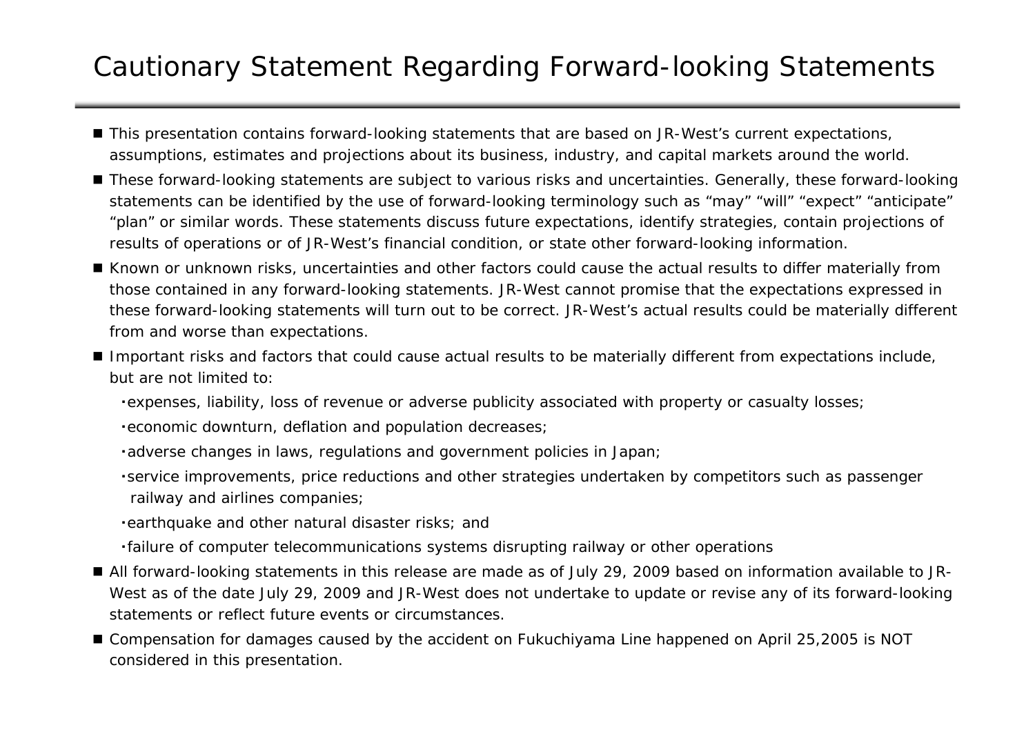# Cautionary Statement Regarding Forward-looking Statements

- This presentation contains forward-looking statements that are based on JR-West's current expectations, assumptions, estimates and projections about its business, industry, and capital markets around the world.
- These forward-looking statements are subject to various risks and uncertainties. Generally, these forward-looking statements can be identified by the use of forward-looking terminology such as "may" "will" "expect" "anticipate" "plan" or similar words. These statements discuss future expectations, identify strategies, contain projections of results of operations or of JR-West's financial condition, or state other forward-looking information.
- Known or unknown risks, uncertainties and other factors could cause the actual results to differ materially from those contained in any forward-looking statements. JR-West cannot promise that the expectations expressed in these forward-looking statements will turn out to be correct. JR-West's actual results could be materially different from and worse than expectations.
- Important risks and factors that could cause actual results to be materially different from expectations include, but are not limited to:
  - ･expenses, liability, loss of revenue or adverse publicity associated with property or casualty losses;
  - ･economic downturn, deflation and population decreases;
  - ･adverse changes in laws, regulations and government policies in Japan;
  - ･service improvements, price reductions and other strategies undertaken by competitors such as passenger railway and airlines companies;
  - ･earthquake and other natural disaster risks; and
  - ･failure of computer telecommunications systems disrupting railway or other operations
- All forward-looking statements in this release are made as of July 29, 2009 based on information available to JR-West as of the date July 29, 2009 and JR-West does not undertake to update or revise any of its forward-looking statements or reflect future events or circumstances.
- Compensation for damages caused by the accident on Fukuchiyama Line happened on April 25,2005 is NOT considered in this presentation.